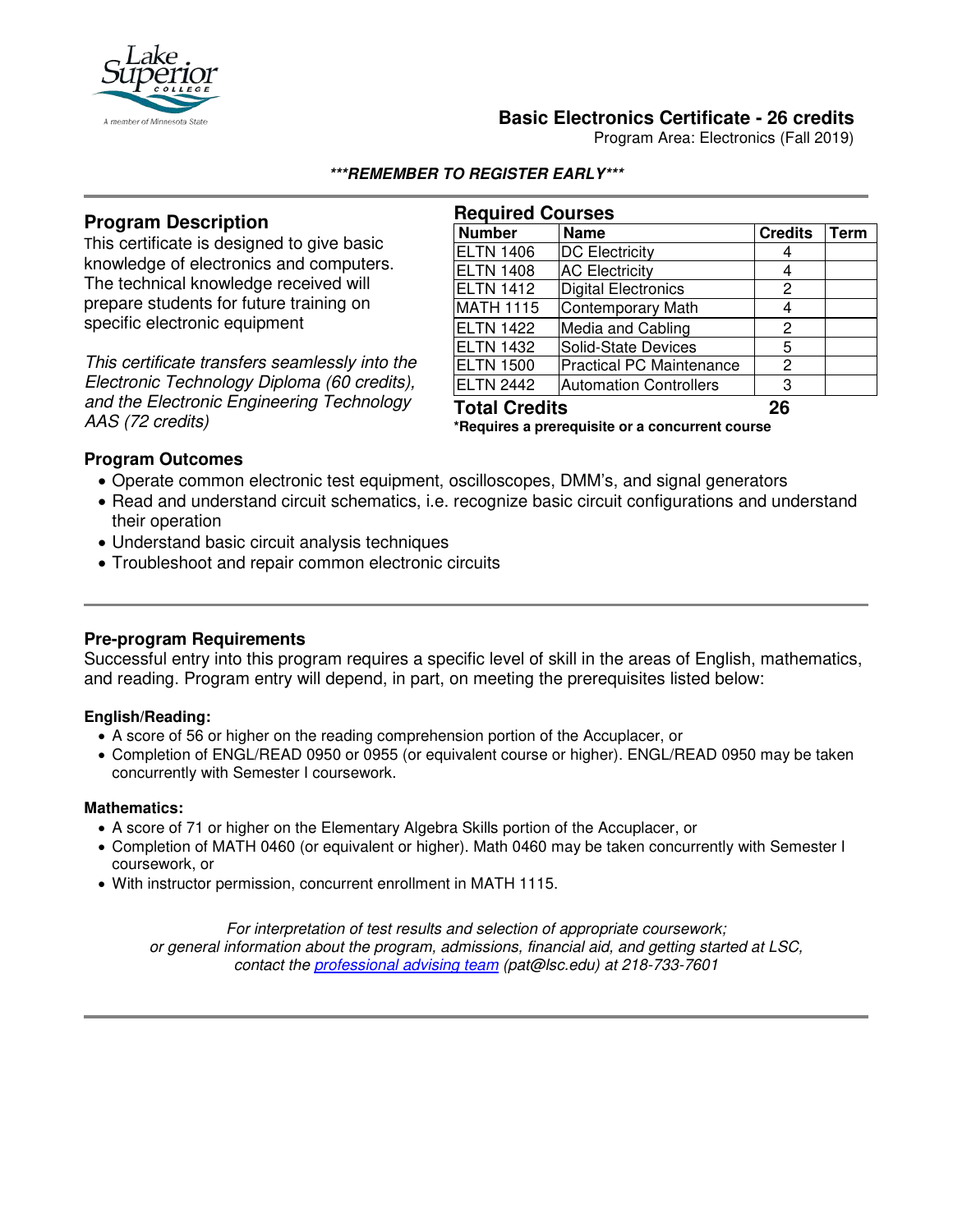# Basic Electronics Certificate - 26 credits

Program Area: Electronics (Fall 2019)

***REMEMBER TO REGISTER EARLY***

## Program Description

This certificate is designed to give basic knowledge of electronics and computers. The technical knowledge received will prepare students for future training on specific electronic equipment

*This certificate transfers seamlessly into the Electronic Technology Diploma (60 credits), and the Electronic Engineering Technology AAS (72 credits)*

## Required Courses

| Number | Name | Credits | Term |
|---|---|---|---|
| ELTN 1406 | DC Electricity | 4 | |
| ELTN 1408 | AC Electricity | 4 | |
| ELTN 1412 | Digital Electronics | 2 | |
| MATH 1115 | Contemporary Math | 4 | |
| ELTN 1422 | Media and Cabling | 2 | |
| ELTN 1432 | Solid-State Devices | 5 | |
| ELTN 1500 | Practical PC Maintenance | 2 | |
| ELTN 2442 | Automation Controllers | 3 | |
| **Total Credits** | | **26** | |

***Requires a prerequisite or a concurrent course**

## Program Outcomes

- Operate common electronic test equipment, oscilloscopes, DMM's, and signal generators
- Read and understand circuit schematics, i.e. recognize basic circuit configurations and understand their operation
- Understand basic circuit analysis techniques
- Troubleshoot and repair common electronic circuits

## Pre-program Requirements

Successful entry into this program requires a specific level of skill in the areas of English, mathematics, and reading. Program entry will depend, in part, on meeting the prerequisites listed below:

### English/Reading:

- A score of 56 or higher on the reading comprehension portion of the Accuplacer, or
- Completion of ENGL/READ 0950 or 0955 (or equivalent course or higher). ENGL/READ 0950 may be taken concurrently with Semester I coursework.

### Mathematics:

- A score of 71 or higher on the Elementary Algebra Skills portion of the Accuplacer, or
- Completion of MATH 0460 (or equivalent or higher). Math 0460 may be taken concurrently with Semester I coursework, or
- With instructor permission, concurrent enrollment in MATH 1115.

*For interpretation of test results and selection of appropriate coursework; or general information about the program, admissions, financial aid, and getting started at LSC, contact the professional advising team (pat@lsc.edu) at 218-733-7601*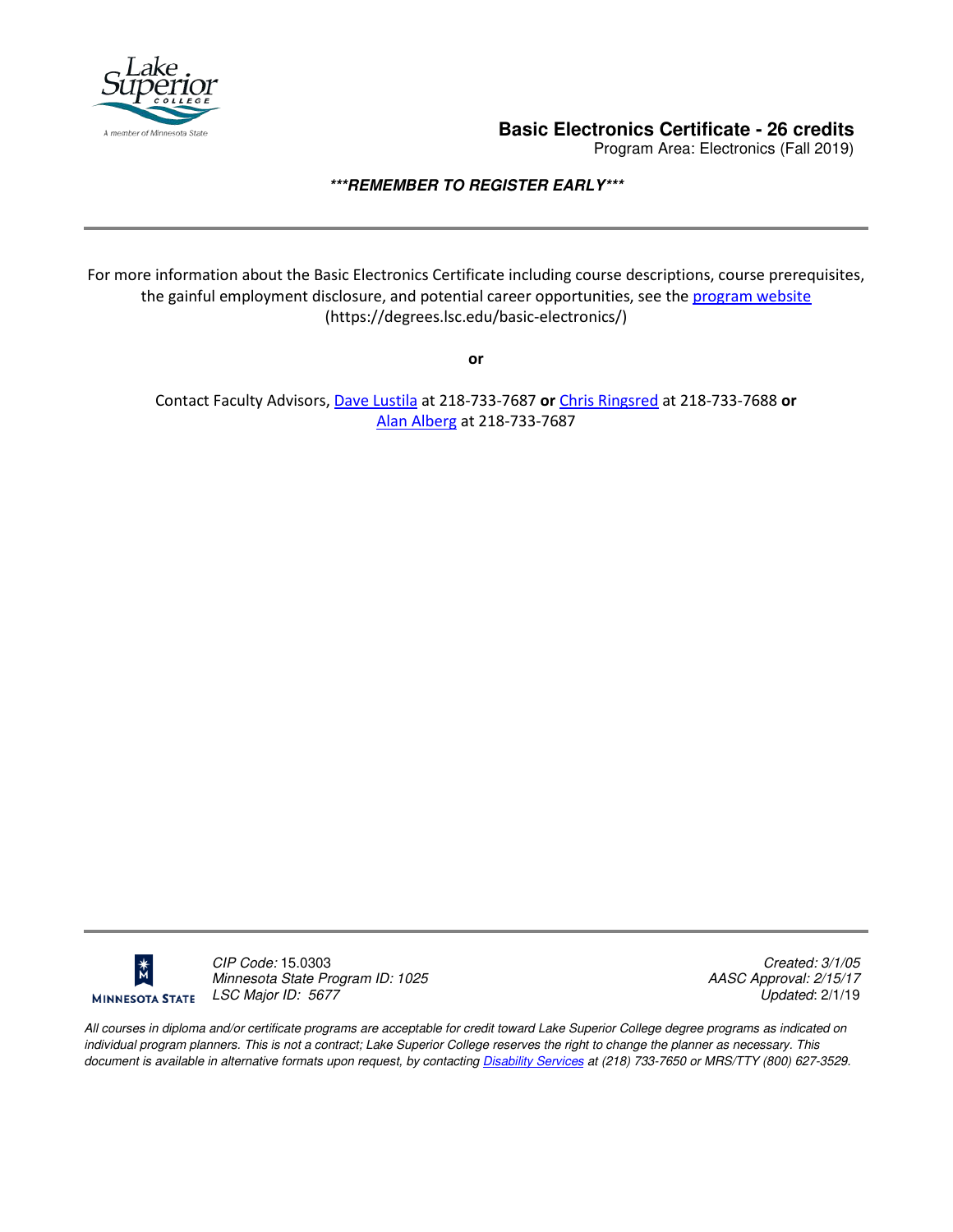# Basic Electronics Certificate - 26 credits

Program Area: Electronics (Fall 2019)

***REMEMBER TO REGISTER EARLY***

For more information about the Basic Electronics Certificate including course descriptions, course prerequisites, the gainful employment disclosure, and potential career opportunities, see the program website (https://degrees.lsc.edu/basic-electronics/)

**or**

Contact Faculty Advisors, Dave Lustila at 218-733-7687 **or** Chris Ringsred at 218-733-7688 **or** Alan Alberg at 218-733-7687

*CIP Code:* 15.0303
*Minnesota State Program ID: 1025*
*LSC Major ID: 5677*

*Created: 3/1/05*
*AASC Approval: 2/15/17*
*Updated:* 2/1/19

*All courses in diploma and/or certificate programs are acceptable for credit toward Lake Superior College degree programs as indicated on individual program planners. This is not a contract; Lake Superior College reserves the right to change the planner as necessary. This document is available in alternative formats upon request, by contacting Disability Services at (218) 733-7650 or MRS/TTY (800) 627-3529.*